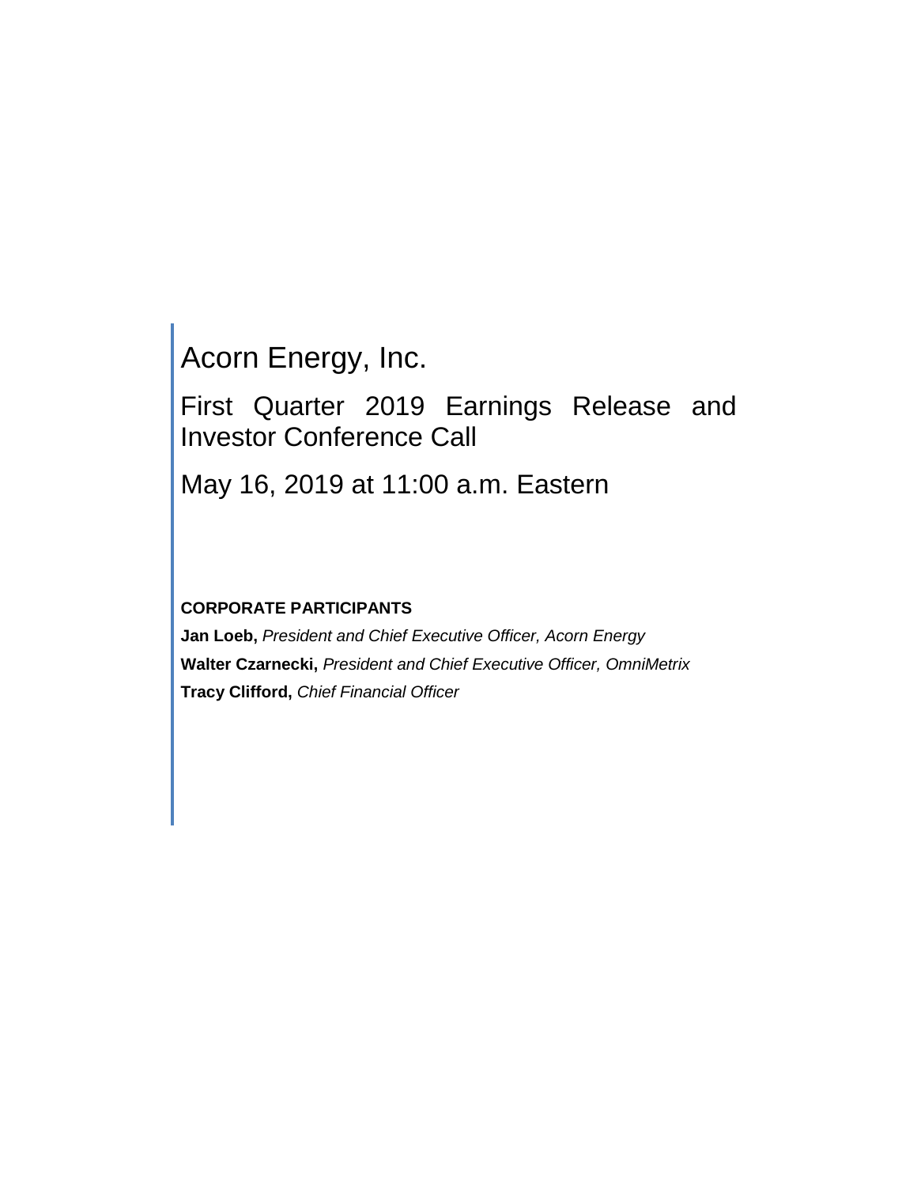# Acorn Energy, Inc.

## First Quarter 2019 Earnings Release and Investor Conference Call

## May 16, 2019 at 11:00 a.m. Eastern

**CORPORATE PARTICIPANTS**

**Jan Loeb,** *President and Chief Executive Officer, Acorn Energy*

**Walter Czarnecki,** *President and Chief Executive Officer, OmniMetrix*

**Tracy Clifford,** *Chief Financial Officer*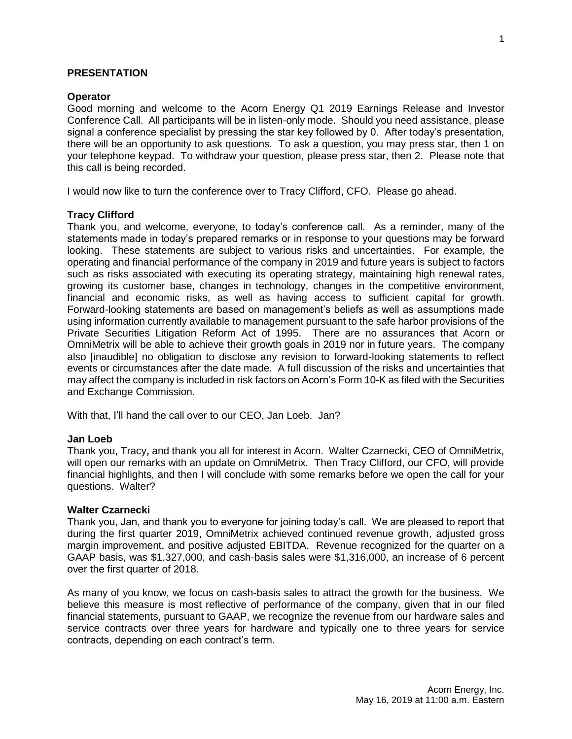## PRESENTATION

### Operator

Good morning and welcome to the Acorn Energy Q1 2019 Earnings Release and Investor Conference Call. All participants will be in listen-only mode. Should you need assistance, please signal a conference specialist by pressing the star key followed by 0. After today's presentation, there will be an opportunity to ask questions. To ask a question, you may press star, then 1 on your telephone keypad. To withdraw your question, please press star, then 2. Please note that this call is being recorded.

I would now like to turn the conference over to Tracy Clifford, CFO. Please go ahead.

### Tracy Clifford

Thank you, and welcome, everyone, to today's conference call. As a reminder, many of the statements made in today's prepared remarks or in response to your questions may be forward looking. These statements are subject to various risks and uncertainties. For example, the operating and financial performance of the company in 2019 and future years is subject to factors such as risks associated with executing its operating strategy, maintaining high renewal rates, growing its customer base, changes in technology, changes in the competitive environment, financial and economic risks, as well as having access to sufficient capital for growth. Forward-looking statements are based on management's beliefs as well as assumptions made using information currently available to management pursuant to the safe harbor provisions of the Private Securities Litigation Reform Act of 1995. There are no assurances that Acorn or OmniMetrix will be able to achieve their growth goals in 2019 nor in future years. The company also [inaudible] no obligation to disclose any revision to forward-looking statements to reflect events or circumstances after the date made. A full discussion of the risks and uncertainties that may affect the company is included in risk factors on Acorn's Form 10-K as filed with the Securities and Exchange Commission.

With that, I'll hand the call over to our CEO, Jan Loeb. Jan?

### Jan Loeb

Thank you, Tracy**,** and thank you all for interest in Acorn. Walter Czarnecki, CEO of OmniMetrix, will open our remarks with an update on OmniMetrix. Then Tracy Clifford, our CFO, will provide financial highlights, and then I will conclude with some remarks before we open the call for your questions. Walter?

### Walter Czarnecki

Thank you, Jan, and thank you to everyone for joining today's call. We are pleased to report that during the first quarter 2019, OmniMetrix achieved continued revenue growth, adjusted gross margin improvement, and positive adjusted EBITDA. Revenue recognized for the quarter on a GAAP basis, was $1,327,000, and cash-basis sales were $1,316,000, an increase of 6 percent over the first quarter of 2018.

As many of you know, we focus on cash-basis sales to attract the growth for the business. We believe this measure is most reflective of performance of the company, given that in our filed financial statements, pursuant to GAAP, we recognize the revenue from our hardware sales and service contracts over three years for hardware and typically one to three years for service contracts, depending on each contract's term.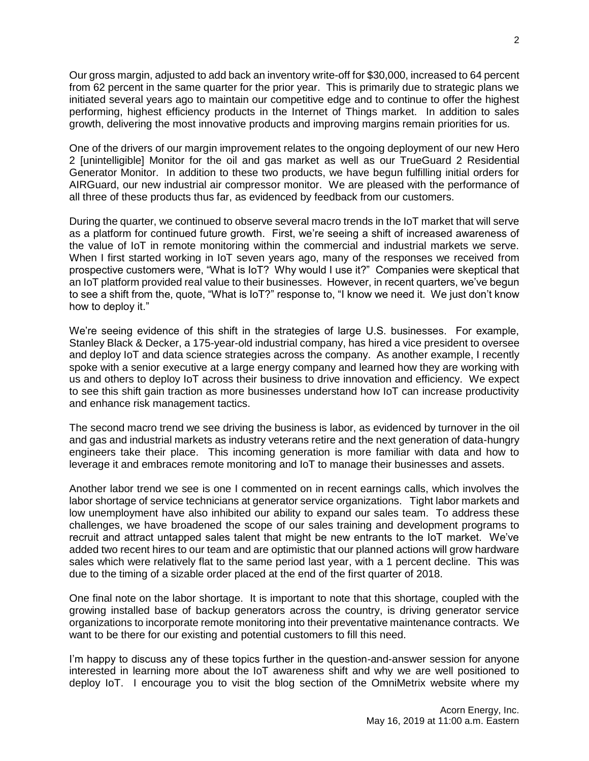Our gross margin, adjusted to add back an inventory write-off for $30,000, increased to 64 percent from 62 percent in the same quarter for the prior year. This is primarily due to strategic plans we initiated several years ago to maintain our competitive edge and to continue to offer the highest performing, highest efficiency products in the Internet of Things market. In addition to sales growth, delivering the most innovative products and improving margins remain priorities for us.

One of the drivers of our margin improvement relates to the ongoing deployment of our new Hero 2 [unintelligible] Monitor for the oil and gas market as well as our TrueGuard 2 Residential Generator Monitor. In addition to these two products, we have begun fulfilling initial orders for AIRGuard, our new industrial air compressor monitor. We are pleased with the performance of all three of these products thus far, as evidenced by feedback from our customers.

During the quarter, we continued to observe several macro trends in the IoT market that will serve as a platform for continued future growth. First, we're seeing a shift of increased awareness of the value of IoT in remote monitoring within the commercial and industrial markets we serve. When I first started working in IoT seven years ago, many of the responses we received from prospective customers were, "What is IoT? Why would I use it?" Companies were skeptical that an IoT platform provided real value to their businesses. However, in recent quarters, we've begun to see a shift from the, quote, "What is IoT?" response to, "I know we need it. We just don't know how to deploy it."

We're seeing evidence of this shift in the strategies of large U.S. businesses. For example, Stanley Black & Decker, a 175-year-old industrial company, has hired a vice president to oversee and deploy IoT and data science strategies across the company. As another example, I recently spoke with a senior executive at a large energy company and learned how they are working with us and others to deploy IoT across their business to drive innovation and efficiency. We expect to see this shift gain traction as more businesses understand how IoT can increase productivity and enhance risk management tactics.

The second macro trend we see driving the business is labor, as evidenced by turnover in the oil and gas and industrial markets as industry veterans retire and the next generation of data-hungry engineers take their place. This incoming generation is more familiar with data and how to leverage it and embraces remote monitoring and IoT to manage their businesses and assets.

Another labor trend we see is one I commented on in recent earnings calls, which involves the labor shortage of service technicians at generator service organizations. Tight labor markets and low unemployment have also inhibited our ability to expand our sales team. To address these challenges, we have broadened the scope of our sales training and development programs to recruit and attract untapped sales talent that might be new entrants to the IoT market. We've added two recent hires to our team and are optimistic that our planned actions will grow hardware sales which were relatively flat to the same period last year, with a 1 percent decline. This was due to the timing of a sizable order placed at the end of the first quarter of 2018.

One final note on the labor shortage. It is important to note that this shortage, coupled with the growing installed base of backup generators across the country, is driving generator service organizations to incorporate remote monitoring into their preventative maintenance contracts. We want to be there for our existing and potential customers to fill this need.

I'm happy to discuss any of these topics further in the question-and-answer session for anyone interested in learning more about the IoT awareness shift and why we are well positioned to deploy IoT. I encourage you to visit the blog section of the OmniMetrix website where my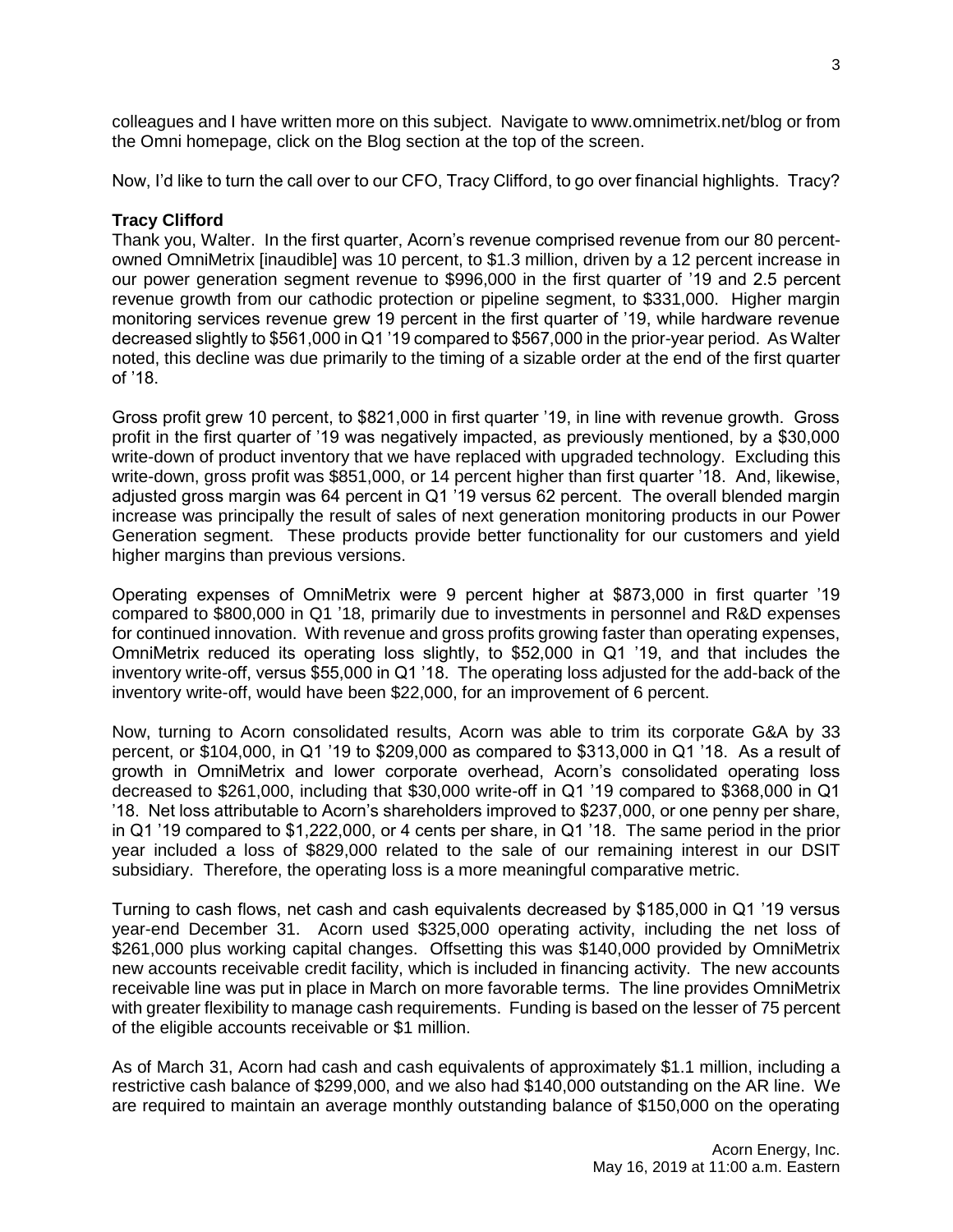colleagues and I have written more on this subject. Navigate to www.omnimetrix.net/blog or from the Omni homepage, click on the Blog section at the top of the screen.

Now, I'd like to turn the call over to our CFO, Tracy Clifford, to go over financial highlights. Tracy?

**Tracy Clifford**

Thank you, Walter. In the first quarter, Acorn's revenue comprised revenue from our 80 percent-owned OmniMetrix [inaudible] was 10 percent, to $1.3 million, driven by a 12 percent increase in our power generation segment revenue to $996,000 in the first quarter of '19 and 2.5 percent revenue growth from our cathodic protection or pipeline segment, to $331,000. Higher margin monitoring services revenue grew 19 percent in the first quarter of '19, while hardware revenue decreased slightly to $561,000 in Q1 '19 compared to $567,000 in the prior-year period. As Walter noted, this decline was due primarily to the timing of a sizable order at the end of the first quarter of '18.

Gross profit grew 10 percent, to $821,000 in first quarter '19, in line with revenue growth. Gross profit in the first quarter of '19 was negatively impacted, as previously mentioned, by a $30,000 write-down of product inventory that we have replaced with upgraded technology. Excluding this write-down, gross profit was $851,000, or 14 percent higher than first quarter '18. And, likewise, adjusted gross margin was 64 percent in Q1 '19 versus 62 percent. The overall blended margin increase was principally the result of sales of next generation monitoring products in our Power Generation segment. These products provide better functionality for our customers and yield higher margins than previous versions.

Operating expenses of OmniMetrix were 9 percent higher at $873,000 in first quarter '19 compared to $800,000 in Q1 '18, primarily due to investments in personnel and R&D expenses for continued innovation. With revenue and gross profits growing faster than operating expenses, OmniMetrix reduced its operating loss slightly, to $52,000 in Q1 '19, and that includes the inventory write-off, versus $55,000 in Q1 '18. The operating loss adjusted for the add-back of the inventory write-off, would have been $22,000, for an improvement of 6 percent.

Now, turning to Acorn consolidated results, Acorn was able to trim its corporate G&A by 33 percent, or $104,000, in Q1 '19 to $209,000 as compared to $313,000 in Q1 '18. As a result of growth in OmniMetrix and lower corporate overhead, Acorn's consolidated operating loss decreased to $261,000, including that $30,000 write-off in Q1 '19 compared to $368,000 in Q1 '18. Net loss attributable to Acorn's shareholders improved to $237,000, or one penny per share, in Q1 '19 compared to $1,222,000, or 4 cents per share, in Q1 '18. The same period in the prior year included a loss of $829,000 related to the sale of our remaining interest in our DSIT subsidiary. Therefore, the operating loss is a more meaningful comparative metric.

Turning to cash flows, net cash and cash equivalents decreased by $185,000 in Q1 '19 versus year-end December 31. Acorn used $325,000 operating activity, including the net loss of $261,000 plus working capital changes. Offsetting this was $140,000 provided by OmniMetrix new accounts receivable credit facility, which is included in financing activity. The new accounts receivable line was put in place in March on more favorable terms. The line provides OmniMetrix with greater flexibility to manage cash requirements. Funding is based on the lesser of 75 percent of the eligible accounts receivable or $1 million.

As of March 31, Acorn had cash and cash equivalents of approximately $1.1 million, including a restrictive cash balance of $299,000, and we also had $140,000 outstanding on the AR line. We are required to maintain an average monthly outstanding balance of $150,000 on the operating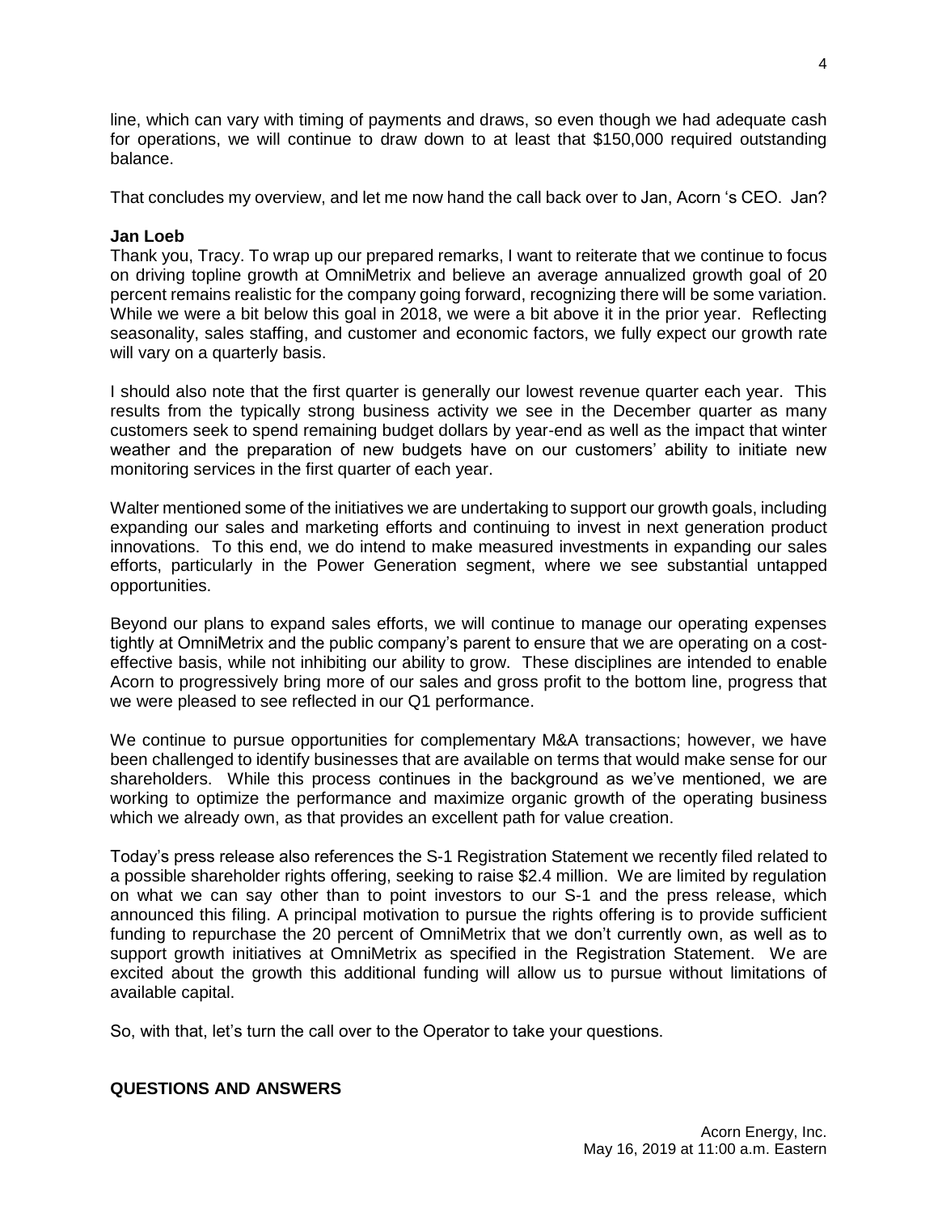line, which can vary with timing of payments and draws, so even though we had adequate cash for operations, we will continue to draw down to at least that $150,000 required outstanding balance.

That concludes my overview, and let me now hand the call back over to Jan, Acorn 's CEO. Jan?

**Jan Loeb**

Thank you, Tracy. To wrap up our prepared remarks, I want to reiterate that we continue to focus on driving topline growth at OmniMetrix and believe an average annualized growth goal of 20 percent remains realistic for the company going forward, recognizing there will be some variation. While we were a bit below this goal in 2018, we were a bit above it in the prior year. Reflecting seasonality, sales staffing, and customer and economic factors, we fully expect our growth rate will vary on a quarterly basis.

I should also note that the first quarter is generally our lowest revenue quarter each year. This results from the typically strong business activity we see in the December quarter as many customers seek to spend remaining budget dollars by year-end as well as the impact that winter weather and the preparation of new budgets have on our customers' ability to initiate new monitoring services in the first quarter of each year.

Walter mentioned some of the initiatives we are undertaking to support our growth goals, including expanding our sales and marketing efforts and continuing to invest in next generation product innovations. To this end, we do intend to make measured investments in expanding our sales efforts, particularly in the Power Generation segment, where we see substantial untapped opportunities.

Beyond our plans to expand sales efforts, we will continue to manage our operating expenses tightly at OmniMetrix and the public company's parent to ensure that we are operating on a cost-effective basis, while not inhibiting our ability to grow. These disciplines are intended to enable Acorn to progressively bring more of our sales and gross profit to the bottom line, progress that we were pleased to see reflected in our Q1 performance.

We continue to pursue opportunities for complementary M&A transactions; however, we have been challenged to identify businesses that are available on terms that would make sense for our shareholders. While this process continues in the background as we've mentioned, we are working to optimize the performance and maximize organic growth of the operating business which we already own, as that provides an excellent path for value creation.

Today's press release also references the S-1 Registration Statement we recently filed related to a possible shareholder rights offering, seeking to raise $2.4 million. We are limited by regulation on what we can say other than to point investors to our S-1 and the press release, which announced this filing. A principal motivation to pursue the rights offering is to provide sufficient funding to repurchase the 20 percent of OmniMetrix that we don't currently own, as well as to support growth initiatives at OmniMetrix as specified in the Registration Statement. We are excited about the growth this additional funding will allow us to pursue without limitations of available capital.

So, with that, let's turn the call over to the Operator to take your questions.

## QUESTIONS AND ANSWERS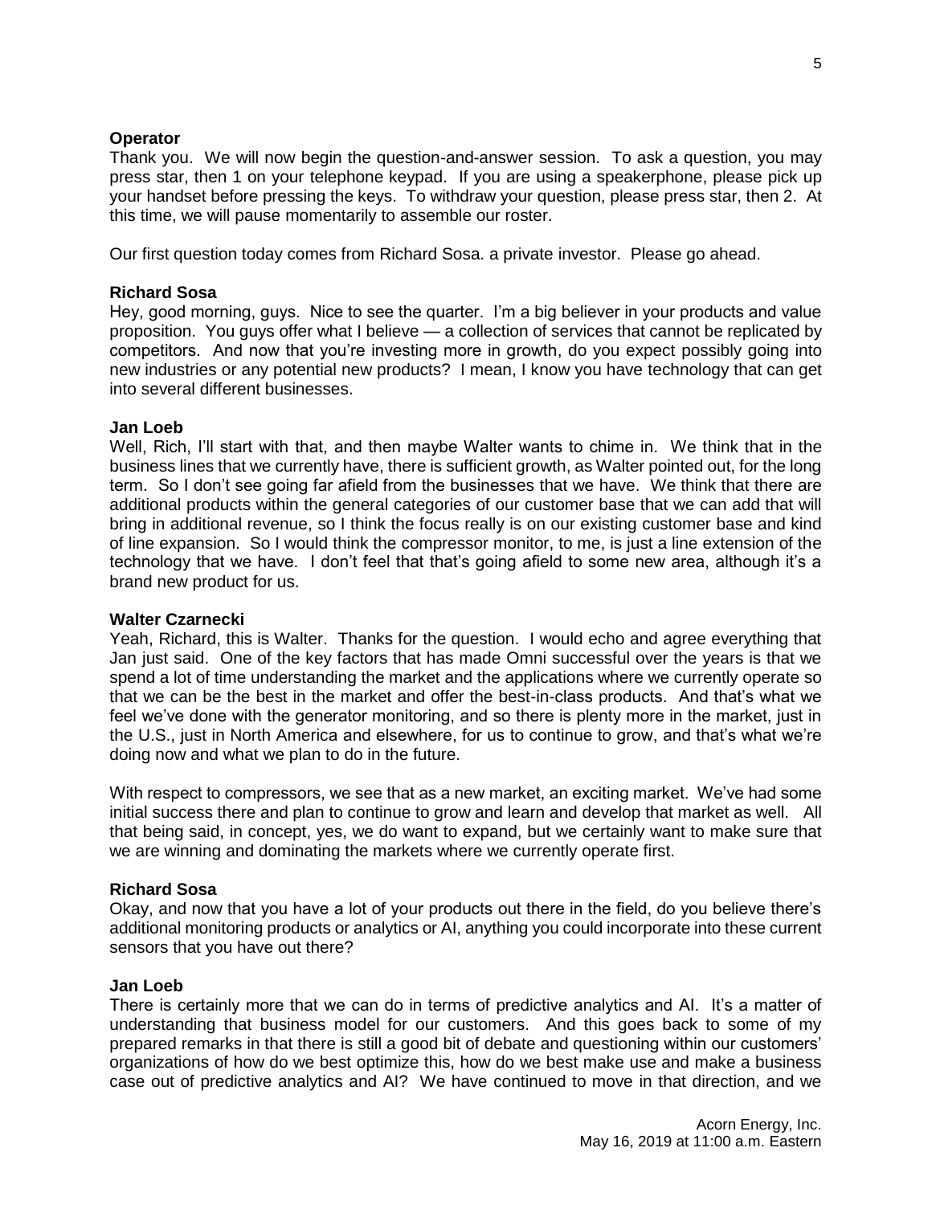**Operator**

Thank you. We will now begin the question-and-answer session. To ask a question, you may press star, then 1 on your telephone keypad. If you are using a speakerphone, please pick up your handset before pressing the keys. To withdraw your question, please press star, then 2. At this time, we will pause momentarily to assemble our roster.

Our first question today comes from Richard Sosa. a private investor. Please go ahead.

**Richard Sosa**

Hey, good morning, guys. Nice to see the quarter. I'm a big believer in your products and value proposition. You guys offer what I believe — a collection of services that cannot be replicated by competitors. And now that you're investing more in growth, do you expect possibly going into new industries or any potential new products? I mean, I know you have technology that can get into several different businesses.

**Jan Loeb**

Well, Rich, I'll start with that, and then maybe Walter wants to chime in. We think that in the business lines that we currently have, there is sufficient growth, as Walter pointed out, for the long term. So I don't see going far afield from the businesses that we have. We think that there are additional products within the general categories of our customer base that we can add that will bring in additional revenue, so I think the focus really is on our existing customer base and kind of line expansion. So I would think the compressor monitor, to me, is just a line extension of the technology that we have. I don't feel that that's going afield to some new area, although it's a brand new product for us.

**Walter Czarnecki**

Yeah, Richard, this is Walter. Thanks for the question. I would echo and agree everything that Jan just said. One of the key factors that has made Omni successful over the years is that we spend a lot of time understanding the market and the applications where we currently operate so that we can be the best in the market and offer the best-in-class products. And that's what we feel we've done with the generator monitoring, and so there is plenty more in the market, just in the U.S., just in North America and elsewhere, for us to continue to grow, and that's what we're doing now and what we plan to do in the future.

With respect to compressors, we see that as a new market, an exciting market. We've had some initial success there and plan to continue to grow and learn and develop that market as well. All that being said, in concept, yes, we do want to expand, but we certainly want to make sure that we are winning and dominating the markets where we currently operate first.

**Richard Sosa**

Okay, and now that you have a lot of your products out there in the field, do you believe there's additional monitoring products or analytics or AI, anything you could incorporate into these current sensors that you have out there?

**Jan Loeb**

There is certainly more that we can do in terms of predictive analytics and AI. It's a matter of understanding that business model for our customers. And this goes back to some of my prepared remarks in that there is still a good bit of debate and questioning within our customers' organizations of how do we best optimize this, how do we best make use and make a business case out of predictive analytics and AI? We have continued to move in that direction, and we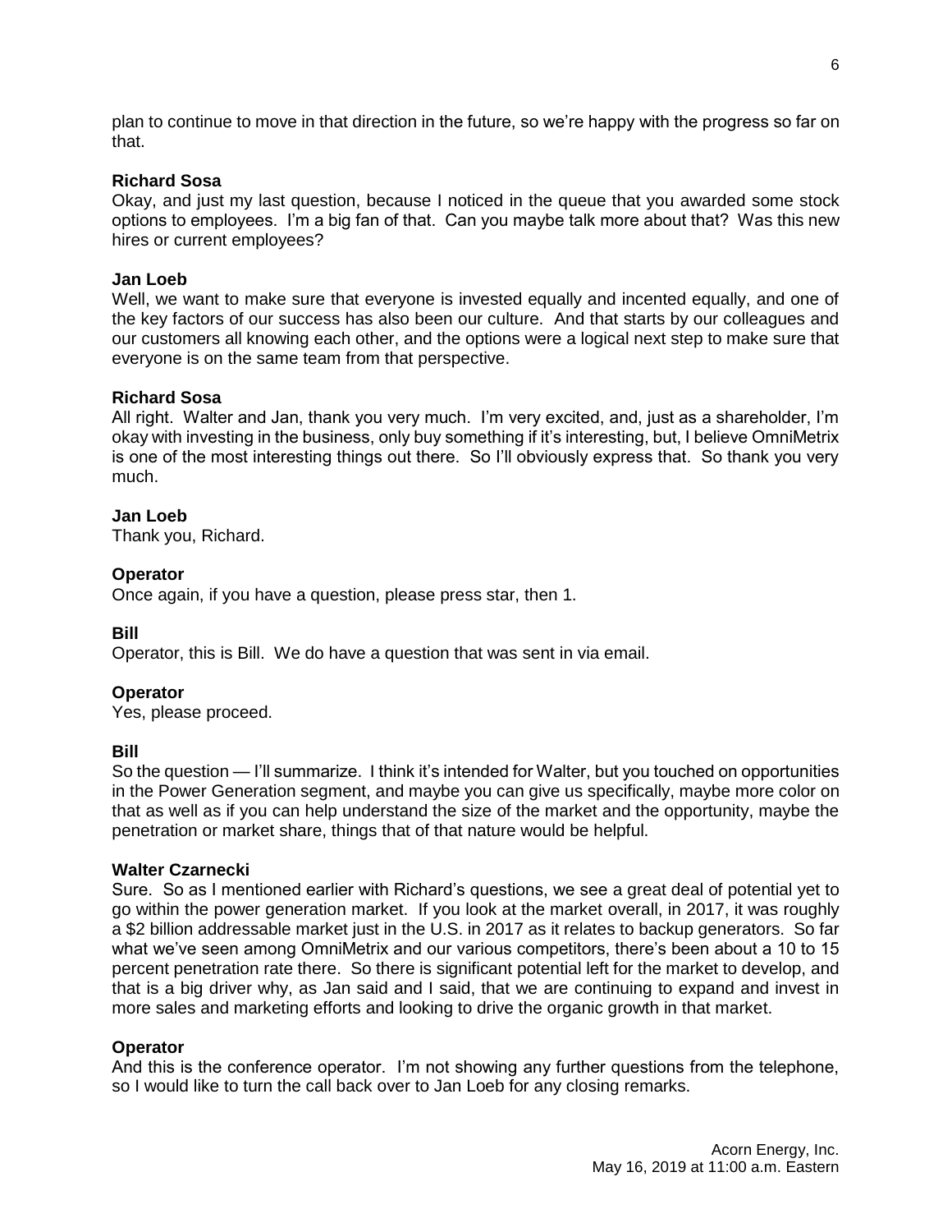plan to continue to move in that direction in the future, so we're happy with the progress so far on that.

**Richard Sosa**
Okay, and just my last question, because I noticed in the queue that you awarded some stock options to employees. I'm a big fan of that. Can you maybe talk more about that? Was this new hires or current employees?

**Jan Loeb**
Well, we want to make sure that everyone is invested equally and incented equally, and one of the key factors of our success has also been our culture. And that starts by our colleagues and our customers all knowing each other, and the options were a logical next step to make sure that everyone is on the same team from that perspective.

**Richard Sosa**
All right. Walter and Jan, thank you very much. I'm very excited, and, just as a shareholder, I'm okay with investing in the business, only buy something if it's interesting, but, I believe OmniMetrix is one of the most interesting things out there. So I'll obviously express that. So thank you very much.

**Jan Loeb**
Thank you, Richard.

**Operator**
Once again, if you have a question, please press star, then 1.

**Bill**
Operator, this is Bill. We do have a question that was sent in via email.

**Operator**
Yes, please proceed.

**Bill**
So the question — I'll summarize. I think it's intended for Walter, but you touched on opportunities in the Power Generation segment, and maybe you can give us specifically, maybe more color on that as well as if you can help understand the size of the market and the opportunity, maybe the penetration or market share, things that of that nature would be helpful.

**Walter Czarnecki**
Sure. So as I mentioned earlier with Richard's questions, we see a great deal of potential yet to go within the power generation market. If you look at the market overall, in 2017, it was roughly a $2 billion addressable market just in the U.S. in 2017 as it relates to backup generators. So far what we've seen among OmniMetrix and our various competitors, there's been about a 10 to 15 percent penetration rate there. So there is significant potential left for the market to develop, and that is a big driver why, as Jan said and I said, that we are continuing to expand and invest in more sales and marketing efforts and looking to drive the organic growth in that market.

**Operator**
And this is the conference operator. I'm not showing any further questions from the telephone, so I would like to turn the call back over to Jan Loeb for any closing remarks.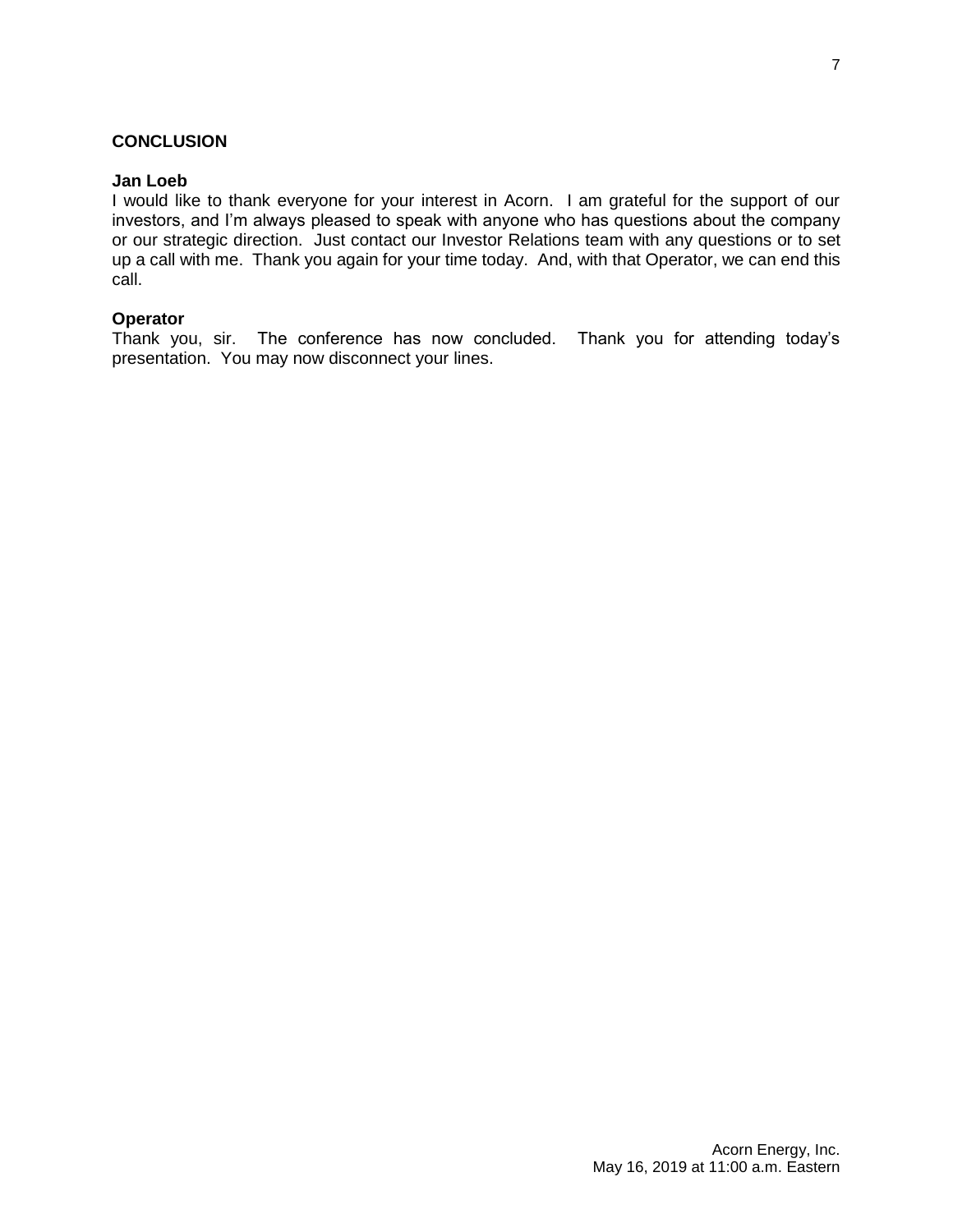## CONCLUSION

**Jan Loeb**

I would like to thank everyone for your interest in Acorn. I am grateful for the support of our investors, and I'm always pleased to speak with anyone who has questions about the company or our strategic direction. Just contact our Investor Relations team with any questions or to set up a call with me. Thank you again for your time today. And, with that Operator, we can end this call.

**Operator**

Thank you, sir. The conference has now concluded. Thank you for attending today's presentation. You may now disconnect your lines.